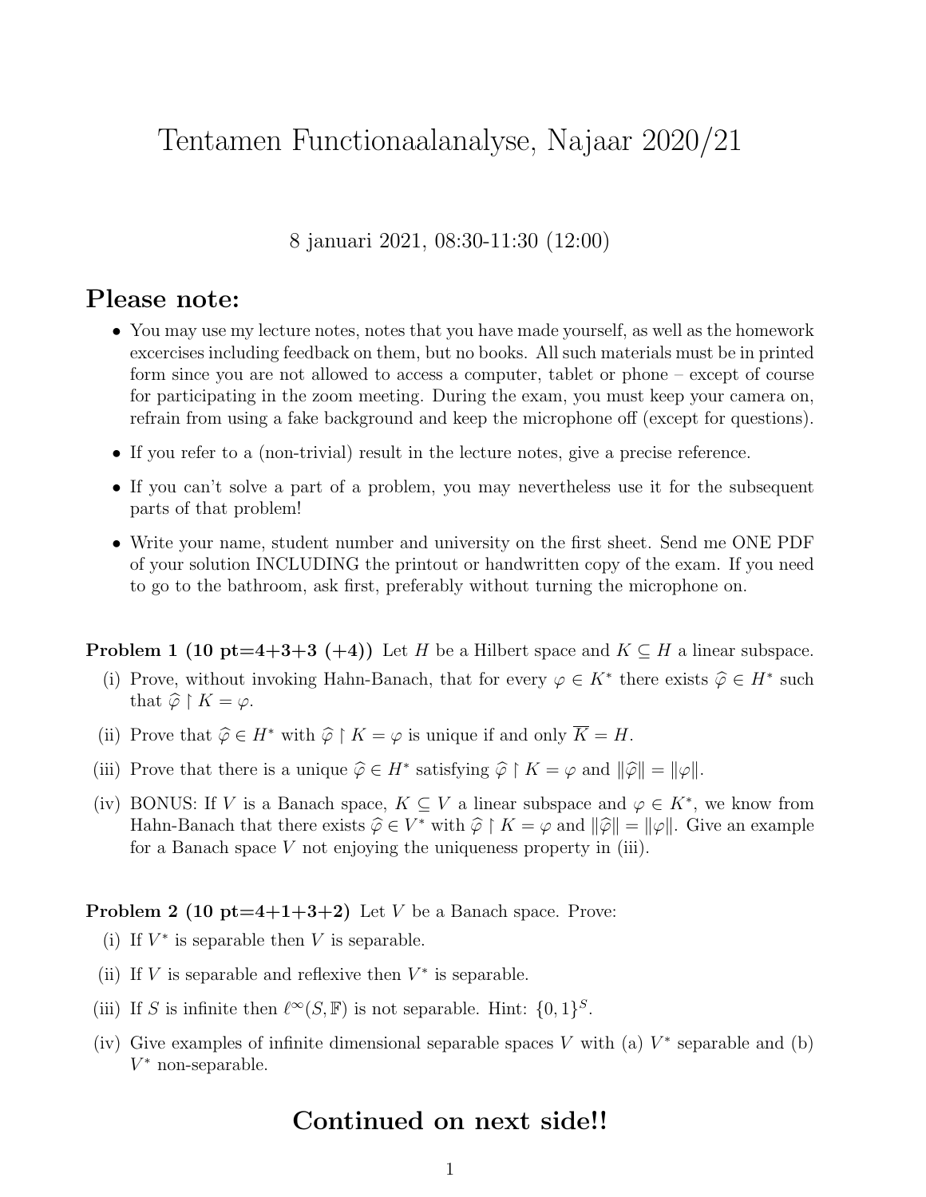# Tentamen Functionaalanalyse, Najaar 2020/21

8 januari 2021, 08:30-11:30 (12:00)

## Please note:

- You may use my lecture notes, notes that you have made yourself, as well as the homework excercises including feedback on them, but no books. All such materials must be in printed form since you are not allowed to access a computer, tablet or phone – except of course for participating in the zoom meeting. During the exam, you must keep your camera on, refrain from using a fake background and keep the microphone off (except for questions).
- If you refer to a (non-trivial) result in the lecture notes, give a precise reference.
- If you can't solve a part of a problem, you may nevertheless use it for the subsequent parts of that problem!
- Write your name, student number and university on the first sheet. Send me ONE PDF of your solution INCLUDING the printout or handwritten copy of the exam. If you need to go to the bathroom, ask first, preferably without turning the microphone on.

**Problem 1 (10 pt=4+3+3 (+4))** Let $H$ be a Hilbert space and $K \subseteq H$ a linear subspace.

(i) Prove, without invoking Hahn-Banach, that for every $\varphi \in K^*$ there exists $\widehat{\varphi} \in H^*$ such that $\widehat{\varphi} \upharpoonright K = \varphi$.

(ii) Prove that $\widehat{\varphi} \in H^*$ with $\widehat{\varphi} \upharpoonright K = \varphi$ is unique if and only $\overline{K} = H$.

(iii) Prove that there is a unique $\widehat{\varphi} \in H^*$ satisfying $\widehat{\varphi} \upharpoonright K = \varphi$ and $\|\widehat{\varphi}\| = \|\varphi\|$.

(iv) BONUS: If $V$ is a Banach space, $K \subseteq V$ a linear subspace and $\varphi \in K^*$, we know from Hahn-Banach that there exists $\widehat{\varphi} \in V^*$ with $\widehat{\varphi} \upharpoonright K = \varphi$ and $\|\widehat{\varphi}\| = \|\varphi\|$. Give an example for a Banach space $V$ not enjoying the uniqueness property in (iii).

**Problem 2 (10 pt=4+1+3+2)** Let $V$ be a Banach space. Prove:

(i) If $V^*$ is separable then $V$ is separable.

(ii) If $V$ is separable and reflexive then $V^*$ is separable.

(iii) If $S$ is infinite then $\ell^\infty(S, \mathbb{F})$ is not separable. Hint: $\{0, 1\}^S$.

(iv) Give examples of infinite dimensional separable spaces $V$ with (a) $V^*$ separable and (b) $V^*$ non-separable.

## Continued on next side!!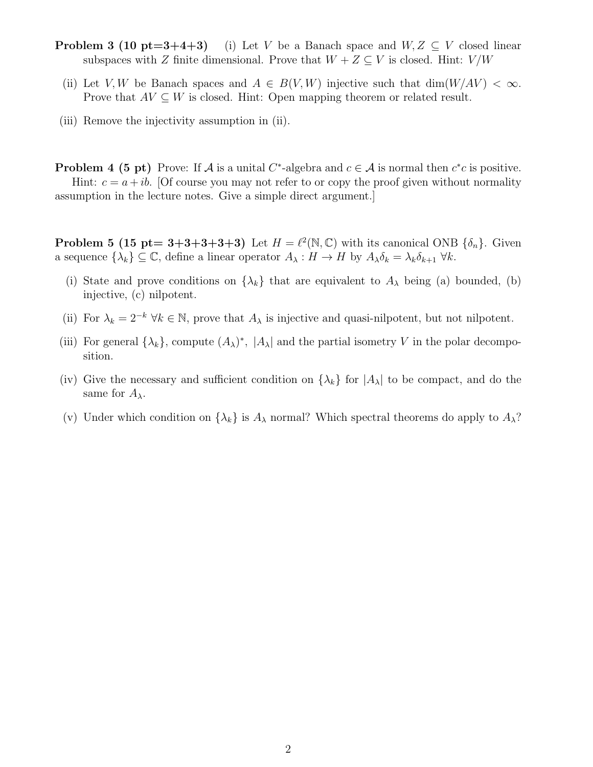**Problem 3 (10 pt=3+4+3)** (i) Let $V$ be a Banach space and $W, Z \subseteq V$ closed linear subspaces with $Z$ finite dimensional. Prove that $W + Z \subseteq V$ is closed. Hint: $V/W$

(ii) Let $V, W$ be Banach spaces and $A \in B(V, W)$ injective such that $\dim(W/AV) < \infty$. Prove that $AV \subseteq W$ is closed. Hint: Open mapping theorem or related result.

(iii) Remove the injectivity assumption in (ii).

**Problem 4 (5 pt)** Prove: If $\mathcal{A}$ is a unital $C^*$-algebra and $c \in \mathcal{A}$ is normal then $c^*c$ is positive. Hint: $c = a + ib$. [Of course you may not refer to or copy the proof given without normality assumption in the lecture notes. Give a simple direct argument.]

**Problem 5 (15 pt= 3+3+3+3+3)** Let $H = \ell^2(\mathbb{N}, \mathbb{C})$ with its canonical ONB $\{\delta_n\}$. Given a sequence $\{\lambda_k\} \subseteq \mathbb{C}$, define a linear operator $A_\lambda : H \to H$ by $A_\lambda \delta_k = \lambda_k \delta_{k+1}$ $\forall k$.

(i) State and prove conditions on $\{\lambda_k\}$ that are equivalent to $A_\lambda$ being (a) bounded, (b) injective, (c) nilpotent.

(ii) For $\lambda_k = 2^{-k}$ $\forall k \in \mathbb{N}$, prove that $A_\lambda$ is injective and quasi-nilpotent, but not nilpotent.

(iii) For general $\{\lambda_k\}$, compute $(A_\lambda)^*$, $|A_\lambda|$ and the partial isometry $V$ in the polar decomposition.

(iv) Give the necessary and sufficient condition on $\{\lambda_k\}$ for $|A_\lambda|$ to be compact, and do the same for $A_\lambda$.

(v) Under which condition on $\{\lambda_k\}$ is $A_\lambda$ normal? Which spectral theorems do apply to $A_\lambda$?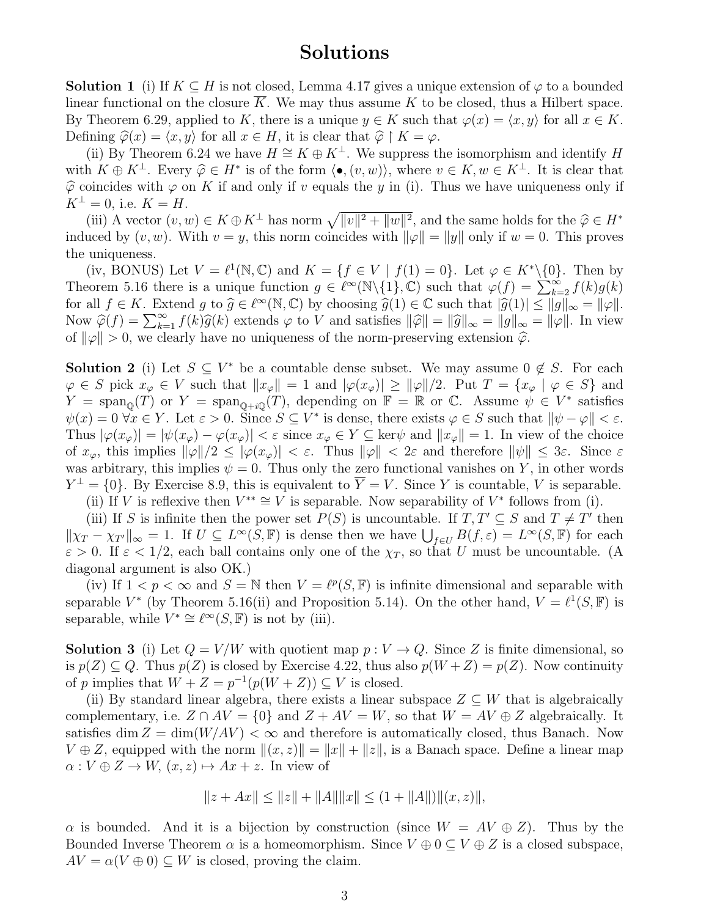# Solutions

**Solution 1** (i) If $K \subseteq H$ is not closed, Lemma 4.17 gives a unique extension of $\varphi$ to a bounded linear functional on the closure $\overline{K}$. We may thus assume $K$ to be closed, thus a Hilbert space. By Theorem 6.29, applied to $K$, there is a unique $y \in K$ such that $\varphi(x) = \langle x, y \rangle$ for all $x \in K$. Defining $\widehat{\varphi}(x) = \langle x, y \rangle$ for all $x \in H$, it is clear that $\widehat{\varphi} \upharpoonright K = \varphi$.

(ii) By Theorem 6.24 we have $H \cong K \oplus K^\perp$. We suppress the isomorphism and identify $H$ with $K \oplus K^\perp$. Every $\widehat{\varphi} \in H^*$ is of the form $\langle \bullet, (v, w) \rangle$, where $v \in K, w \in K^\perp$. It is clear that $\widehat{\varphi}$ coincides with $\varphi$ on $K$ if and only if $v$ equals the $y$ in (i). Thus we have uniqueness only if $K^\perp = 0$, i.e. $K = H$.

(iii) A vector $(v, w) \in K \oplus K^\perp$ has norm $\sqrt{\|v\|^2 + \|w\|^2}$, and the same holds for the $\widehat{\varphi} \in H^*$ induced by $(v, w)$. With $v = y$, this norm coincides with $\|\varphi\| = \|y\|$ only if $w = 0$. This proves the uniqueness.

(iv, BONUS) Let $V = \ell^1(\mathbb{N}, \mathbb{C})$ and $K = \{f \in V \mid f(1) = 0\}$. Let $\varphi \in K^* \backslash \{0\}$. Then by Theorem 5.16 there is a unique function $g \in \ell^\infty(\mathbb{N} \backslash \{1\}, \mathbb{C})$ such that $\varphi(f) = \sum_{k=2}^\infty f(k) g(k)$ for all $f \in K$. Extend $g$ to $\widehat{g} \in \ell^\infty(\mathbb{N}, \mathbb{C})$ by choosing $\widehat{g}(1) \in \mathbb{C}$ such that $|\widehat{g}(1)| \leq \|g\|_\infty = \|\varphi\|$. Now $\widehat{\varphi}(f) = \sum_{k=1}^\infty f(k) \widehat{g}(k)$ extends $\varphi$ to $V$ and satisfies $\|\widehat{\varphi}\| = \|\widehat{g}\|_\infty = \|g\|_\infty = \|\varphi\|$. In view of $\|\varphi\| > 0$, we clearly have no uniqueness of the norm-preserving extension $\widehat{\varphi}$.

**Solution 2** (i) Let $S \subseteq V^*$ be a countable dense subset. We may assume $0 \notin S$. For each $\varphi \in S$ pick $x_\varphi \in V$ such that $\|x_\varphi\| = 1$ and $|\varphi(x_\varphi)| \geq \|\varphi\|/2$. Put $T = \{x_\varphi \mid \varphi \in S\}$ and $Y = \text{span}_\mathbb{Q}(T)$ or $Y = \text{span}_{\mathbb{Q}+i\mathbb{Q}}(T)$, depending on $\mathbb{F} = \mathbb{R}$ or $\mathbb{C}$. Assume $\psi \in V^*$ satisfies $\psi(x) = 0 \; \forall x \in Y$. Let $\varepsilon > 0$. Since $S \subseteq V^*$ is dense, there exists $\varphi \in S$ such that $\|\psi - \varphi\| < \varepsilon$. Thus $|\varphi(x_\varphi)| = |\psi(x_\varphi) - \varphi(x_\varphi)| < \varepsilon$ since $x_\varphi \in Y \subseteq \ker\psi$ and $\|x_\varphi\| = 1$. In view of the choice of $x_\varphi$, this implies $\|\varphi\|/2 \leq |\varphi(x_\varphi)| < \varepsilon$. Thus $\|\varphi\| < 2\varepsilon$ and therefore $\|\psi\| \leq 3\varepsilon$. Since $\varepsilon$ was arbitrary, this implies $\psi = 0$. Thus only the zero functional vanishes on $Y$, in other words $Y^\perp = \{0\}$. By Exercise 8.9, this is equivalent to $\overline{Y} = V$. Since $Y$ is countable, $V$ is separable.

(ii) If $V$ is reflexive then $V^{**} \cong V$ is separable. Now separability of $V^*$ follows from (i).

(iii) If $S$ is infinite then the power set $P(S)$ is uncountable. If $T, T' \subseteq S$ and $T \neq T'$ then $\|\chi_T - \chi_{T'}\|_\infty = 1$. If $U \subseteq L^\infty(S, \mathbb{F})$ is dense then we have $\bigcup_{f \in U} B(f, \varepsilon) = L^\infty(S, \mathbb{F})$ for each $\varepsilon > 0$. If $\varepsilon < 1/2$, each ball contains only one of the $\chi_T$, so that $U$ must be uncountable. (A diagonal argument is also OK.)

(iv) If $1 < p < \infty$ and $S = \mathbb{N}$ then $V = \ell^p(S, \mathbb{F})$ is infinite dimensional and separable with separable $V^*$ (by Theorem 5.16(ii) and Proposition 5.14). On the other hand, $V = \ell^1(S, \mathbb{F})$ is separable, while $V^* \cong \ell^\infty(S, \mathbb{F})$ is not by (iii).

**Solution 3** (i) Let $Q = V/W$ with quotient map $p : V \to Q$. Since $Z$ is finite dimensional, so is $p(Z) \subseteq Q$. Thus $p(Z)$ is closed by Exercise 4.22, thus also $p(W + Z) = p(Z)$. Now continuity of $p$ implies that $W + Z = p^{-1}(p(W + Z)) \subseteq V$ is closed.

(ii) By standard linear algebra, there exists a linear subspace $Z \subseteq W$ that is algebraically complementary, i.e. $Z \cap AV = \{0\}$ and $Z + AV = W$, so that $W = AV \oplus Z$ algebraically. It satisfies $\dim Z = \dim(W/AV) < \infty$ and therefore is automatically closed, thus Banach. Now $V \oplus Z$, equipped with the norm $\|(x, z)\| = \|x\| + \|z\|$, is a Banach space. Define a linear map $\alpha : V \oplus Z \to W, \; (x, z) \mapsto Ax + z$. In view of

$$\|z + Ax\| \leq \|z\| + \|A\|\|x\| \leq (1 + \|A\|)\|(x, z)\|,$$

$\alpha$ is bounded. And it is a bijection by construction (since $W = AV \oplus Z$). Thus by the Bounded Inverse Theorem $\alpha$ is a homeomorphism. Since $V \oplus 0 \subseteq V \oplus Z$ is a closed subspace, $AV = \alpha(V \oplus 0) \subseteq W$ is closed, proving the claim.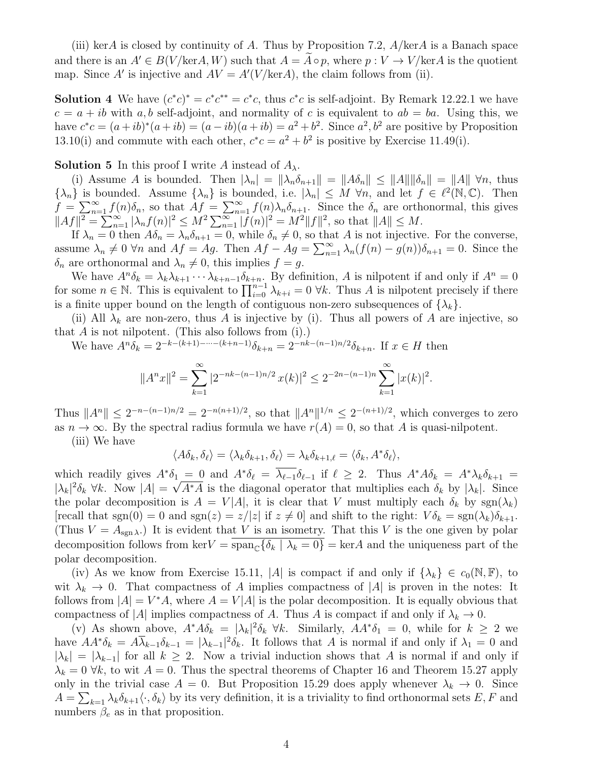(iii) ker$A$ is closed by continuity of $A$. Thus by Proposition 7.2, $A/\ker A$ is a Banach space and there is an $A' \in B(V/\ker A, W)$ such that $A = \widetilde{A} \circ p$, where $p : V \to V/\ker A$ is the quotient map. Since $A'$ is injective and $AV = A'(V/\ker A)$, the claim follows from (ii).

**Solution 4** We have $(c^*c)^* = c^*c^{**} = c^*c$, thus $c^*c$ is self-adjoint. By Remark 12.22.1 we have $c = a + ib$ with $a, b$ self-adjoint, and normality of $c$ is equivalent to $ab = ba$. Using this, we have $c^*c = (a+ib)^*(a+ib) = (a-ib)(a+ib) = a^2 + b^2$. Since $a^2, b^2$ are positive by Proposition 13.10(i) and commute with each other, $c^*c = a^2 + b^2$ is positive by Exercise 11.49(i).

**Solution 5** In this proof I write $A$ instead of $A_\lambda$.

(i) Assume $A$ is bounded. Then $|\lambda_n| = \|\lambda_n \delta_{n+1}\| = \|A\delta_n\| \le \|A\|\|\delta_n\| = \|A\|$ $\forall n$, thus $\{\lambda_n\}$ is bounded. Assume $\{\lambda_n\}$ is bounded, i.e. $|\lambda_n| \le M$ $\forall n$, and let $f \in \ell^2(\mathbb{N}, \mathbb{C})$. Then $f = \sum_{n=1}^\infty f(n)\delta_n$, so that $Af = \sum_{n=1}^\infty f(n)\lambda_n\delta_{n+1}$. Since the $\delta_n$ are orthonormal, this gives $\|Af\|^2 = \sum_{n=1}^\infty |\lambda_n f(n)|^2 \le M^2 \sum_{n=1}^\infty |f(n)|^2 = M^2\|f\|^2$, so that $\|A\| \le M$.

If $\lambda_n = 0$ then $A\delta_n = \lambda_n\delta_{n+1} = 0$, while $\delta_n \neq 0$, so that $A$ is not injective. For the converse, assume $\lambda_n \neq 0$ $\forall n$ and $Af = Ag$. Then $Af - Ag = \sum_{n=1}^\infty \lambda_n(f(n) - g(n))\delta_{n+1} = 0$. Since the $\delta_n$ are orthonormal and $\lambda_n \neq 0$, this implies $f = g$.

We have $A^n\delta_k = \lambda_k\lambda_{k+1}\cdots\lambda_{k+n-1}\delta_{k+n}$. By definition, $A$ is nilpotent if and only if $A^n = 0$ for some $n \in \mathbb{N}$. This is equivalent to $\prod_{i=0}^{n-1}\lambda_{k+i} = 0$ $\forall k$. Thus $A$ is nilpotent precisely if there is a finite upper bound on the length of contiguous non-zero subsequences of $\{\lambda_k\}$.

(ii) All $\lambda_k$ are non-zero, thus $A$ is injective by (i). Thus all powers of $A$ are injective, so that $A$ is not nilpotent. (This also follows from (i).)

We have $A^n\delta_k = 2^{-k-(k+1)-\cdots-(k+n-1)}\delta_{k+n} = 2^{-nk-(n-1)n/2}\delta_{k+n}$. If $x \in H$ then

$$\|A^n x\|^2 = \sum_{k=1}^\infty |2^{-nk-(n-1)n/2}\, x(k)|^2 \le 2^{-2n-(n-1)n} \sum_{k=1}^\infty |x(k)|^2.$$

Thus $\|A^n\| \le 2^{-n-(n-1)n/2} = 2^{-n(n+1)/2}$, so that $\|A^n\|^{1/n} \le 2^{-(n+1)/2}$, which converges to zero as $n \to \infty$. By the spectral radius formula we have $r(A) = 0$, so that $A$ is quasi-nilpotent.

(iii) We have

$$\langle A\delta_k, \delta_\ell\rangle = \langle \lambda_k\delta_{k+1}, \delta_\ell\rangle = \lambda_k\delta_{k+1,\ell} = \langle \delta_k, A^*\delta_\ell\rangle,$$

which readily gives $A^*\delta_1 = 0$ and $A^*\delta_\ell = \overline{\lambda_{\ell-1}}\delta_{\ell-1}$ if $\ell \ge 2$. Thus $A^*A\delta_k = A^*\lambda_k\delta_{k+1} = |\lambda_k|^2\delta_k$ $\forall k$. Now $|A| = \sqrt{A^*A}$ is the diagonal operator that multiplies each $\delta_k$ by $|\lambda_k|$. Since the polar decomposition is $A = V|A|$, it is clear that $V$ must multiply each $\delta_k$ by $\mathrm{sgn}(\lambda_k)$ [recall that $\mathrm{sgn}(0) = 0$ and $\mathrm{sgn}(z) = z/|z|$ if $z \neq 0$] and shift to the right: $V\delta_k = \mathrm{sgn}(\lambda_k)\delta_{k+1}$. (Thus $V = A_{\mathrm{sgn}\,\lambda}$.) It is evident that $V$ is an isometry. That this $V$ is the one given by polar decomposition follows from $\ker V = \overline{\mathrm{span}_\mathbb{C}\{\delta_k \mid \lambda_k = 0\}} = \ker A$ and the uniqueness part of the polar decomposition.

(iv) As we know from Exercise 15.11, $|A|$ is compact if and only if $\{\lambda_k\} \in c_0(\mathbb{N}, \mathbb{F})$, to wit $\lambda_k \to 0$. That compactness of $A$ implies compactness of $|A|$ is proven in the notes: It follows from $|A| = V^*A$, where $A = V|A|$ is the polar decomposition. It is equally obvious that compactness of $|A|$ implies compactness of $A$. Thus $A$ is compact if and only if $\lambda_k \to 0$.

(v) As shown above, $A^*A\delta_k = |\lambda_k|^2\delta_k$ $\forall k$. Similarly, $AA^*\delta_1 = 0$, while for $k \ge 2$ we have $AA^*\delta_k = A\overline{\lambda}_{k-1}\delta_{k-1} = |\lambda_{k-1}|^2\delta_k$. It follows that $A$ is normal if and only if $\lambda_1 = 0$ and $|\lambda_k| = |\lambda_{k-1}|$ for all $k \ge 2$. Now a trivial induction shows that $A$ is normal if and only if $\lambda_k = 0$ $\forall k$, to wit $A = 0$. Thus the spectral theorems of Chapter 16 and Theorem 15.27 apply only in the trivial case $A = 0$. But Proposition 15.29 does apply whenever $\lambda_k \to 0$. Since $A = \sum_{k=1}\lambda_k\delta_{k+1}\langle\cdot, \delta_k\rangle$ by its very definition, it is a triviality to find orthonormal sets $E, F$ and numbers $\beta_e$ as in that proposition.